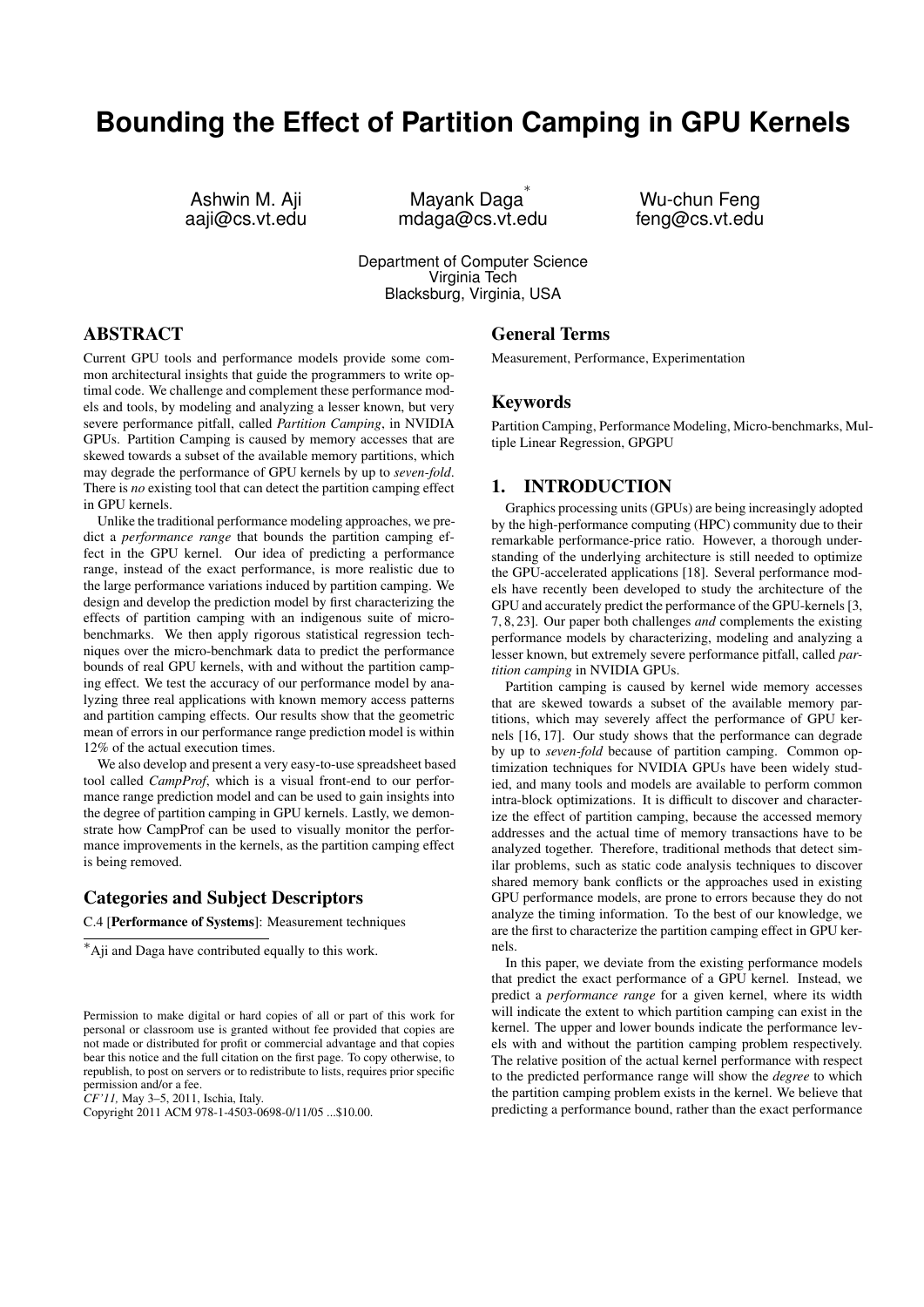# Bounding the Effect of Partition Camping in GPU Kernels

Ashwin M. Aji
aaji@cs.vt.edu

Mayank Daga*
mdaga@cs.vt.edu

Wu-chun Feng
feng@cs.vt.edu

Department of Computer Science
Virginia Tech
Blacksburg, Virginia, USA

## ABSTRACT

Current GPU tools and performance models provide some common architectural insights that guide the programmers to write optimal code. We challenge and complement these performance models and tools, by modeling and analyzing a lesser known, but very severe performance pitfall, called *Partition Camping*, in NVIDIA GPUs. Partition Camping is caused by memory accesses that are skewed towards a subset of the available memory partitions, which may degrade the performance of GPU kernels by up to *seven-fold*. There is *no* existing tool that can detect the partition camping effect in GPU kernels.

Unlike the traditional performance modeling approaches, we predict a *performance range* that bounds the partition camping effect in the GPU kernel. Our idea of predicting a performance range, instead of the exact performance, is more realistic due to the large performance variations induced by partition camping. We design and develop the prediction model by first characterizing the effects of partition camping with an indigenous suite of micro-benchmarks. We then apply rigorous statistical regression techniques over the micro-benchmark data to predict the performance bounds of real GPU kernels, with and without the partition camping effect. We test the accuracy of our performance model by analyzing three real applications with known memory access patterns and partition camping effects. Our results show that the geometric mean of errors in our performance range prediction model is within 12% of the actual execution times.

We also develop and present a very easy-to-use spreadsheet based tool called *CampProf*, which is a visual front-end to our performance range prediction model and can be used to gain insights into the degree of partition camping in GPU kernels. Lastly, we demonstrate how CampProf can be used to visually monitor the performance improvements in the kernels, as the partition camping effect is being removed.

## Categories and Subject Descriptors

C.4 [**Performance of Systems**]: Measurement techniques

*Aji and Daga have contributed equally to this work.

Permission to make digital or hard copies of all or part of this work for personal or classroom use is granted without fee provided that copies are not made or distributed for profit or commercial advantage and that copies bear this notice and the full citation on the first page. To copy otherwise, to republish, to post on servers or to redistribute to lists, requires prior specific permission and/or a fee.
*CF'11,* May 3–5, 2011, Ischia, Italy.
Copyright 2011 ACM 978-1-4503-0698-0/11/05 ...$10.00.

## General Terms

Measurement, Performance, Experimentation

## Keywords

Partition Camping, Performance Modeling, Micro-benchmarks, Multiple Linear Regression, GPGPU

## 1. INTRODUCTION

Graphics processing units (GPUs) are being increasingly adopted by the high-performance computing (HPC) community due to their remarkable performance-price ratio. However, a thorough understanding of the underlying architecture is still needed to optimize the GPU-accelerated applications [18]. Several performance models have recently been developed to study the architecture of the GPU and accurately predict the performance of the GPU-kernels [3, 7, 8, 23]. Our paper both challenges *and* complements the existing performance models by characterizing, modeling and analyzing a lesser known, but extremely severe performance pitfall, called *partition camping* in NVIDIA GPUs.

Partition camping is caused by kernel wide memory accesses that are skewed towards a subset of the available memory partitions, which may severely affect the performance of GPU kernels [16, 17]. Our study shows that the performance can degrade by up to *seven-fold* because of partition camping. Common optimization techniques for NVIDIA GPUs have been widely studied, and many tools and models are available to perform common intra-block optimizations. It is difficult to discover and characterize the effect of partition camping, because the accessed memory addresses and the actual time of memory transactions have to be analyzed together. Therefore, traditional methods that detect similar problems, such as static code analysis techniques to discover shared memory bank conflicts or the approaches used in existing GPU performance models, are prone to errors because they do not analyze the timing information. To the best of our knowledge, we are the first to characterize the partition camping effect in GPU kernels.

In this paper, we deviate from the existing performance models that predict the exact performance of a GPU kernel. Instead, we predict a *performance range* for a given kernel, where its width will indicate the extent to which partition camping can exist in the kernel. The upper and lower bounds indicate the performance levels with and without the partition camping problem respectively. The relative position of the actual kernel performance with respect to the predicted performance range will show the *degree* to which the partition camping problem exists in the kernel. We believe that predicting a performance bound, rather than the exact performance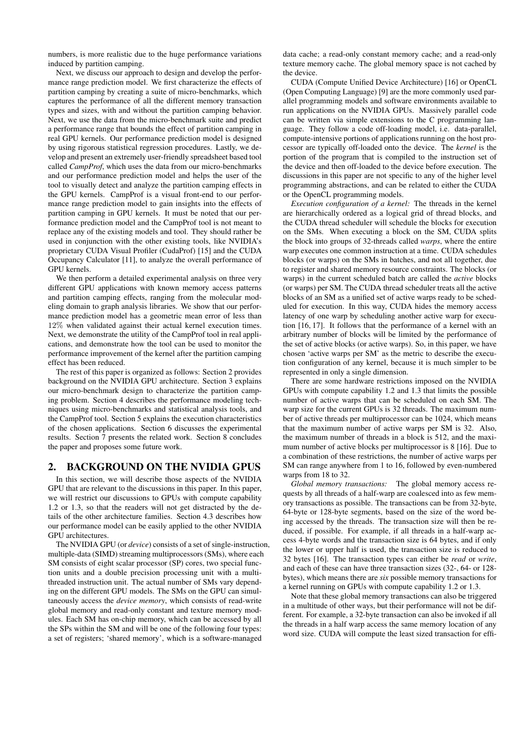numbers, is more realistic due to the huge performance variations induced by partition camping.

Next, we discuss our approach to design and develop the performance range prediction model. We first characterize the effects of partition camping by creating a suite of micro-benchmarks, which captures the performance of all the different memory transaction types and sizes, with and without the partition camping behavior. Next, we use the data from the micro-benchmark suite and predict a performance range that bounds the effect of partition camping in real GPU kernels. Our performance prediction model is designed by using rigorous statistical regression procedures. Lastly, we develop and present an extremely user-friendly spreadsheet based tool called *CampProf*, which uses the data from our micro-benchmarks and our performance prediction model and helps the user of the tool to visually detect and analyze the partition camping effects in the GPU kernels. CampProf is a visual front-end to our performance range prediction model to gain insights into the effects of partition camping in GPU kernels. It must be noted that our performance prediction model and the CampProf tool is not meant to replace any of the existing models and tool. They should rather be used in conjunction with the other existing tools, like NVIDIA's proprietary CUDA Visual Profiler (CudaProf) [15] and the CUDA Occupancy Calculator [11], to analyze the overall performance of GPU kernels.

We then perform a detailed experimental analysis on three very different GPU applications with known memory access patterns and partition camping effects, ranging from the molecular modeling domain to graph analysis libraries. We show that our performance prediction model has a geometric mean error of less than 12% when validated against their actual kernel execution times. Next, we demonstrate the utility of the CampProf tool in real applications, and demonstrate how the tool can be used to monitor the performance improvement of the kernel after the partition camping effect has been reduced.

The rest of this paper is organized as follows: Section 2 provides background on the NVIDIA GPU architecture. Section 3 explains our micro-benchmark design to characterize the partition camping problem. Section 4 describes the performance modeling techniques using micro-benchmarks and statistical analysis tools, and the CampProf tool. Section 5 explains the execution characteristics of the chosen applications. Section 6 discusses the experimental results. Section 7 presents the related work. Section 8 concludes the paper and proposes some future work.

## 2. BACKGROUND ON THE NVIDIA GPUS

In this section, we will describe those aspects of the NVIDIA GPU that are relevant to the discussions in this paper. In this paper, we will restrict our discussions to GPUs with compute capability 1.2 or 1.3, so that the readers will not get distracted by the details of the other architecture families. Section 4.3 describes how our performance model can be easily applied to the other NVIDIA GPU architectures.

The NVIDIA GPU (or *device*) consists of a set of single-instruction, multiple-data (SIMD) streaming multiprocessors (SMs), where each SM consists of eight scalar processor (SP) cores, two special function units and a double precision processing unit with a multi-threaded instruction unit. The actual number of SMs vary depending on the different GPU models. The SMs on the GPU can simultaneously access the *device memory*, which consists of read-write global memory and read-only constant and texture memory modules. Each SM has on-chip memory, which can be accessed by all the SPs within the SM and will be one of the following four types: a set of registers; 'shared memory', which is a software-managed data cache; a read-only constant memory cache; and a read-only texture memory cache. The global memory space is not cached by the device.

CUDA (Compute Unified Device Architecture) [16] or OpenCL (Open Computing Language) [9] are the more commonly used parallel programming models and software environments available to run applications on the NVIDIA GPUs. Massively parallel code can be written via simple extensions to the C programming language. They follow a code off-loading model, i.e. data-parallel, compute-intensive portions of applications running on the host processor are typically off-loaded onto the device. The *kernel* is the portion of the program that is compiled to the instruction set of the device and then off-loaded to the device before execution. The discussions in this paper are not specific to any of the higher level programming abstractions, and can be related to either the CUDA or the OpenCL programming models.

*Execution configuration of a kernel:* The threads in the kernel are hierarchically ordered as a logical grid of thread blocks, and the CUDA thread scheduler will schedule the blocks for execution on the SMs. When executing a block on the SM, CUDA splits the block into groups of 32-threads called *warps*, where the entire warp executes one common instruction at a time. CUDA schedules blocks (or warps) on the SMs in batches, and not all together, due to register and shared memory resource constraints. The blocks (or warps) in the current scheduled batch are called the *active* blocks (or warps) per SM. The CUDA thread scheduler treats all the active blocks of an SM as a unified set of active warps ready to be scheduled for execution. In this way, CUDA hides the memory access latency of one warp by scheduling another active warp for execution [16, 17]. It follows that the performance of a kernel with an arbitrary number of blocks will be limited by the performance of the set of active blocks (or active warps). So, in this paper, we have chosen 'active warps per SM' as the metric to describe the execution configuration of any kernel, because it is much simpler to be represented in only a single dimension.

There are some hardware restrictions imposed on the NVIDIA GPUs with compute capability 1.2 and 1.3 that limits the possible number of active warps that can be scheduled on each SM. The warp size for the current GPUs is 32 threads. The maximum number of active threads per multiprocessor can be 1024, which means that the maximum number of active warps per SM is 32. Also, the maximum number of threads in a block is 512, and the maximum number of active blocks per multiprocessor is 8 [16]. Due to a combination of these restrictions, the number of active warps per SM can range anywhere from 1 to 16, followed by even-numbered warps from 18 to 32.

*Global memory transactions:* The global memory access requests by all threads of a half-warp are coalesced into as few memory transactions as possible. The transactions can be from 32-byte, 64-byte or 128-byte segments, based on the size of the word being accessed by the threads. The transaction size will then be reduced, if possible. For example, if all threads in a half-warp access 4-byte words and the transaction size is 64 bytes, and if only the lower or upper half is used, the transaction size is reduced to 32 bytes [16]. The transaction types can either be *read* or *write*, and each of these can have three transaction sizes (32-, 64- or 128-bytes), which means there are *six* possible memory transactions for a kernel running on GPUs with compute capability 1.2 or 1.3.

Note that these global memory transactions can also be triggered in a multitude of other ways, but their performance will not be different. For example, a 32-byte transaction can also be invoked if all the threads in a half warp access the same memory location of any word size. CUDA will compute the least sized transaction for effi-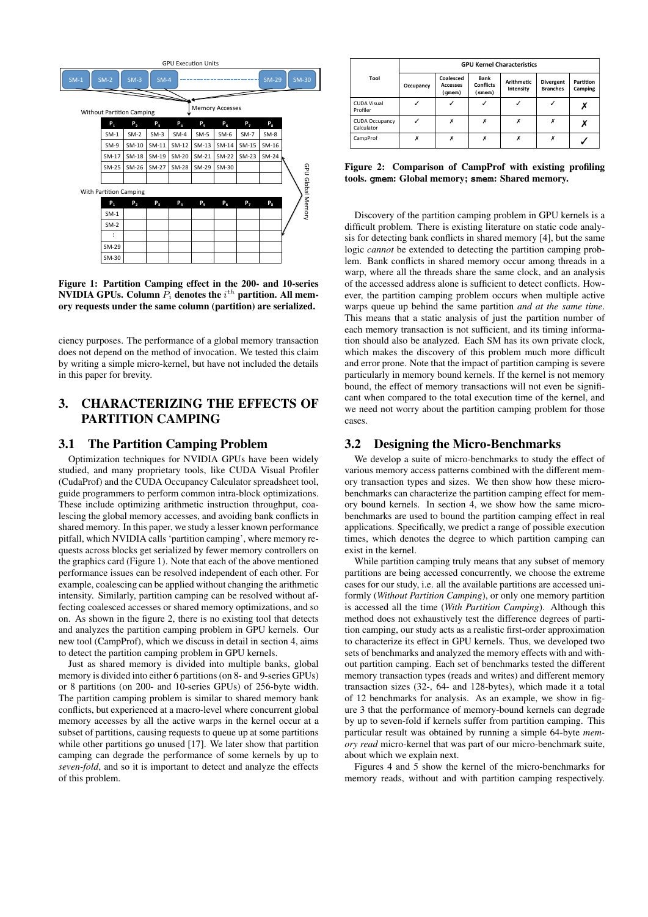GPU Execution Units

| SM-1 | SM-2 | SM-3 | SM-4 | ... | SM-29 | SM-30 |
|---|---|---|---|---|---|---|

Without Partition Camping

| $P_1$ | $P_2$ | $P_3$ | $P_4$ | $P_5$ | $P_6$ | $P_7$ | $P_8$ |
|---|---|---|---|---|---|---|---|
| SM-1 | SM-2 | SM-3 | SM-4 | SM-5 | SM-6 | SM-7 | SM-8 |
| SM-9 | SM-10 | SM-11 | SM-12 | SM-13 | SM-14 | SM-15 | SM-16 |
| SM-17 | SM-18 | SM-19 | SM-20 | SM-21 | SM-22 | SM-23 | SM-24 |
| SM-25 | SM-26 | SM-27 | SM-28 | SM-29 | SM-30 | | |

With Partition Camping

| $P_1$ | $P_2$ | $P_3$ | $P_4$ | $P_5$ | $P_6$ | $P_7$ | $P_8$ |
|---|---|---|---|---|---|---|---|
| SM-1 | | | | | | | |
| SM-2 | | | | | | | |
| ⋮ | | | | | | | |
| SM-29 | | | | | | | |
| SM-30 | | | | | | | |

Memory Accesses — GPU Global Memory

**Figure 1: Partition Camping effect in the 200- and 10-series NVIDIA GPUs. Column $P_i$ denotes the $i^{th}$ partition. All memory requests under the same column (partition) are serialized.**

ciency purposes. The performance of a global memory transaction does not depend on the method of invocation. We tested this claim by writing a simple micro-kernel, but have not included the details in this paper for brevity.

## 3. CHARACTERIZING THE EFFECTS OF PARTITION CAMPING

### 3.1 The Partition Camping Problem

Optimization techniques for NVIDIA GPUs have been widely studied, and many proprietary tools, like CUDA Visual Profiler (CudaProf) and the CUDA Occupancy Calculator spreadsheet tool, guide programmers to perform common intra-block optimizations. These include optimizing arithmetic instruction throughput, coalescing the global memory accesses, and avoiding bank conflicts in shared memory. In this paper, we study a lesser known performance pitfall, which NVIDIA calls 'partition camping', where memory requests across blocks get serialized by fewer memory controllers on the graphics card (Figure 1). Note that each of the above mentioned performance issues can be resolved independent of each other. For example, coalescing can be applied without changing the arithmetic intensity. Similarly, partition camping can be resolved without affecting coalesced accesses or shared memory optimizations, and so on. As shown in the figure 2, there is no existing tool that detects and analyzes the partition camping problem in GPU kernels. Our new tool (CampProf), which we discuss in detail in section 4, aims to detect the partition camping problem in GPU kernels.

Just as shared memory is divided into multiple banks, global memory is divided into either 6 partitions (on 8- and 9-series GPUs) or 8 partitions (on 200- and 10-series GPUs) of 256-byte width. The partition camping problem is similar to shared memory bank conflicts, but experienced at a macro-level where concurrent global memory accesses by all the active warps in the kernel occur at a subset of partitions, causing requests to queue up at some partitions while other partitions go unused [17]. We later show that partition camping can degrade the performance of some kernels by up to *seven-fold*, and so it is important to detect and analyze the effects of this problem.

| Tool | GPU Kernel Characteristics | | | | | |
|---|---|---|---|---|---|---|
| | Occupancy | Coalesced Accesses (gmem) | Bank Conflicts (smem) | Arithmetic Intensity | Divergent Branches | Partition Camping |
| CUDA Visual Profiler | ✓ | ✓ | ✓ | ✓ | ✓ | ✗ |
| CUDA Occupancy Calculator | ✓ | ✗ | ✗ | ✗ | ✗ | ✗ |
| CampProf | ✗ | ✗ | ✗ | ✗ | ✗ | ✓ |

**Figure 2: Comparison of CampProf with existing profiling tools. gmem: Global memory; smem: Shared memory.**

Discovery of the partition camping problem in GPU kernels is a difficult problem. There is existing literature on static code analysis for detecting bank conflicts in shared memory [4], but the same logic *cannot* be extended to detecting the partition camping problem. Bank conflicts in shared memory occur among threads in a warp, where all the threads share the same clock, and an analysis of the accessed address alone is sufficient to detect conflicts. However, the partition camping problem occurs when multiple active warps queue up behind the same partition *and at the same time*. This means that a static analysis of just the partition number of each memory transaction is not sufficient, and its timing information should also be analyzed. Each SM has its own private clock, which makes the discovery of this problem much more difficult and error prone. Note that the impact of partition camping is severe particularly in memory bound kernels. If the kernel is not memory bound, the effect of memory transactions will not even be significant when compared to the total execution time of the kernel, and we need not worry about the partition camping problem for those cases.

### 3.2 Designing the Micro-Benchmarks

We develop a suite of micro-benchmarks to study the effect of various memory access patterns combined with the different memory transaction types and sizes. We then show how these micro-benchmarks can characterize the partition camping effect for memory bound kernels. In section 4, we show how the same micro-benchmarks are used to bound the partition camping effect in real applications. Specifically, we predict a range of possible execution times, which denotes the degree to which partition camping can exist in the kernel.

While partition camping truly means that any subset of memory partitions are being accessed concurrently, we choose the extreme cases for our study, i.e. all the available partitions are accessed uniformly (*Without Partition Camping*), or only one memory partition is accessed all the time (*With Partition Camping*). Although this method does not exhaustively test the difference degrees of partition camping, our study acts as a realistic first-order approximation to characterize its effect in GPU kernels. Thus, we developed two sets of benchmarks and analyzed the memory effects with and without partition camping. Each set of benchmarks tested the different memory transaction types (reads and writes) and different memory transaction sizes (32-, 64- and 128-bytes), which made it a total of 12 benchmarks for analysis. As an example, we show in figure 3 that the performance of memory-bound kernels can degrade by up to seven-fold if kernels suffer from partition camping. This particular result was obtained by running a simple 64-byte *memory read* micro-kernel that was part of our micro-benchmark suite, about which we explain next.

Figures 4 and 5 show the kernel of the micro-benchmarks for memory reads, without and with partition camping respectively.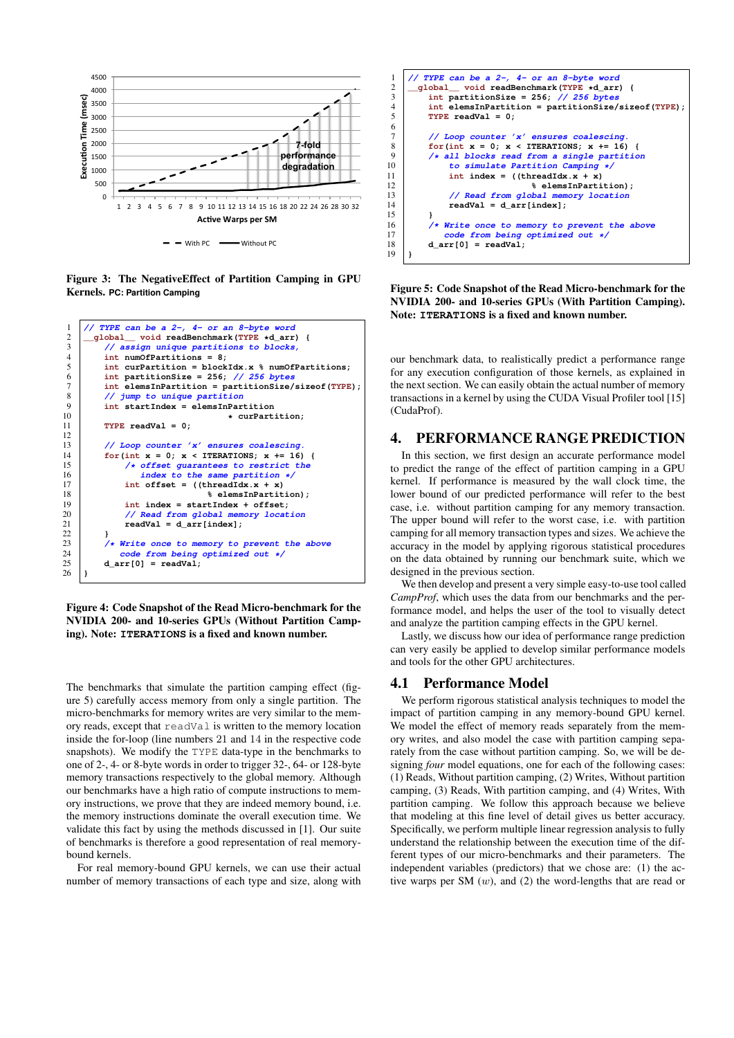4500
4000
3500
3000
2500
2000
1500
1000
500
0

Execution Time (msec)

1 2 3 4 5 6 7 8 9 10 11 12 13 14 15 16 18 20 22 24 26 28 30 32

Active Warps per SM

7-fold performance degradation

With PC
Without PC

**Figure 3: The NegativeEffect of Partition Camping in GPU Kernels.** PC: Partition Camping

```
1  // TYPE can be a 2-, 4- or an 8-byte word
2  __global__ void readBenchmark(TYPE *d_arr) {
3      // assign unique partitions to blocks,
4      int numOfPartitions = 8;
5      int curPartition = blockIdx.x % numOfPartitions;
6      int partitionSize = 256; // 256 bytes
7      int elemsInPartition = partitionSize/sizeof(TYPE);
8      // jump to unique partition
9      int startIndex = elemsInPartition
10                                 * curPartition;
11     TYPE readVal = 0;
12
13     // Loop counter 'x' ensures coalescing.
14     for(int x = 0; x < ITERATIONS; x += 16) {
15         /* offset guarantees to restrict the
16            index to the same partition */
17         int offset = ((threadIdx.x + x)
18                          % elemsInPartition);
19         int index = startIndex + offset;
20         // Read from global memory location
21         readVal = d_arr[index];
22     }
23     /* Write once to memory to prevent the above
24        code from being optimized out */
25     d_arr[0] = readVal;
26 }
```

**Figure 4: Code Snapshot of the Read Micro-benchmark for the NVIDIA 200- and 10-series GPUs (Without Partition Camping). Note: ITERATIONS is a fixed and known number.**

The benchmarks that simulate the partition camping effect (figure 5) carefully access memory from only a single partition. The micro-benchmarks for memory writes are very similar to the memory reads, except that readVal is written to the memory location inside the for-loop (line numbers 21 and 14 in the respective code snapshots). We modify the TYPE data-type in the benchmarks to one of 2-, 4- or 8-byte words in order to trigger 32-, 64- or 128-byte memory transactions respectively to the global memory. Although our benchmarks have a high ratio of compute instructions to memory instructions, we prove that they are indeed memory bound, i.e. the memory instructions dominate the overall execution time. We validate this fact by using the methods discussed in [1]. Our suite of benchmarks is therefore a good representation of real memory-bound kernels.

For real memory-bound GPU kernels, we can use their actual number of memory transactions of each type and size, along with

```
1  // TYPE can be a 2-, 4- or an 8-byte word
2  __global__ void readBenchmark(TYPE *d_arr) {
3      int partitionSize = 256; // 256 bytes
4      int elemsInPartition = partitionSize/sizeof(TYPE);
5      TYPE readVal = 0;
6
7      // Loop counter 'x' ensures coalescing.
8      for(int x = 0; x < ITERATIONS; x += 16) {
9      /* all blocks read from a single partition
10        to simulate Partition Camping */
11         int index = ((threadIdx.x + x)
12                          % elemsInPartition);
13         // Read from global memory location
14         readVal = d_arr[index];
15     }
16     /* Write once to memory to prevent the above
17        code from being optimized out */
18     d_arr[0] = readVal;
19 }
```

**Figure 5: Code Snapshot of the Read Micro-benchmark for the NVIDIA 200- and 10-series GPUs (With Partition Camping). Note: ITERATIONS is a fixed and known number.**

our benchmark data, to realistically predict a performance range for any execution configuration of those kernels, as explained in the next section. We can easily obtain the actual number of memory transactions in a kernel by using the CUDA Visual Profiler tool [15] (CudaProf).

# 4. PERFORMANCE RANGE PREDICTION

In this section, we first design an accurate performance model to predict the range of the effect of partition camping in a GPU kernel. If performance is measured by the wall clock time, the lower bound of our predicted performance will refer to the best case, i.e. without partition camping for any memory transaction. The upper bound will refer to the worst case, i.e. with partition camping for all memory transaction types and sizes. We achieve the accuracy in the model by applying rigorous statistical procedures on the data obtained by running our benchmark suite, which we designed in the previous section.

We then develop and present a very simple easy-to-use tool called *CampProf*, which uses the data from our benchmarks and the performance model, and helps the user of the tool to visually detect and analyze the partition camping effects in the GPU kernel.

Lastly, we discuss how our idea of performance range prediction can very easily be applied to develop similar performance models and tools for the other GPU architectures.

## 4.1 Performance Model

We perform rigorous statistical analysis techniques to model the impact of partition camping in any memory-bound GPU kernel. We model the effect of memory reads separately from the memory writes, and also model the case with partition camping separately from the case without partition camping. So, we will be designing *four* model equations, one for each of the following cases: (1) Reads, Without partition camping, (2) Writes, Without partition camping, (3) Reads, With partition camping, and (4) Writes, With partition camping. We follow this approach because we believe that modeling at this fine level of detail gives us better accuracy. Specifically, we perform multiple linear regression analysis to fully understand the relationship between the execution time of the different types of our micro-benchmarks and their parameters. The independent variables (predictors) that we chose are: (1) the active warps per SM ($w$), and (2) the word-lengths that are read or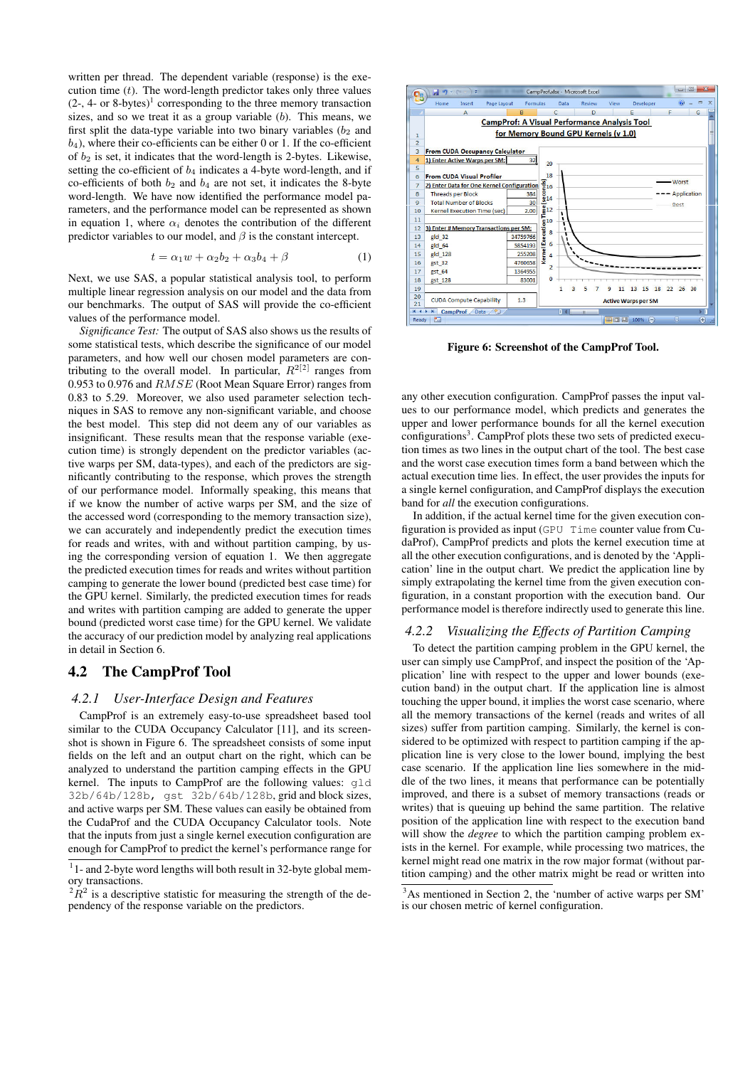written per thread. The dependent variable (response) is the execution time ($t$). The word-length predictor takes only three values (2-, 4- or 8-bytes)[1] corresponding to the three memory transaction sizes, and so we treat it as a group variable ($b$). This means, we first split the data-type variable into two binary variables ($b_2$ and $b_4$), where their co-efficients can be either 0 or 1. If the co-efficient of $b_2$ is set, it indicates that the word-length is 2-bytes. Likewise, setting the co-efficient of $b_4$ indicates a 4-byte word-length, and if co-efficients of both $b_2$ and $b_4$ are not set, it indicates the 8-byte word-length. We have now identified the performance model parameters, and the performance model can be represented as shown in equation 1, where $\alpha_i$ denotes the contribution of the different predictor variables to our model, and $\beta$ is the constant intercept.

$$t = \alpha_1 w + \alpha_2 b_2 + \alpha_3 b_4 + \beta \tag{1}$$

Next, we use SAS, a popular statistical analysis tool, to perform multiple linear regression analysis on our model and the data from our benchmarks. The output of SAS will provide the co-efficient values of the performance model.

*Significance Test:* The output of SAS also shows us the results of some statistical tests, which describe the significance of our model parameters, and how well our chosen model parameters are contributing to the overall model. In particular, $R^{2}$[2] ranges from 0.953 to 0.976 and $RMSE$ (Root Mean Square Error) ranges from 0.83 to 5.29. Moreover, we also used parameter selection techniques in SAS to remove any non-significant variable, and choose the best model. This step did not deem any of our variables as insignificant. These results mean that the response variable (execution time) is strongly dependent on the predictor variables (active warps per SM, data-types), and each of the predictors are significantly contributing to the response, which proves the strength of our performance model. Informally speaking, this means that if we know the number of active warps per SM, and the size of the accessed word (corresponding to the memory transaction size), we can accurately and independently predict the execution times for reads and writes, with and without partition camping, by using the corresponding version of equation 1. We then aggregate the predicted execution times for reads and writes without partition camping to generate the lower bound (predicted best case time) for the GPU kernel. Similarly, the predicted execution times for reads and writes with partition camping are added to generate the upper bound (predicted worst case time) for the GPU kernel. We validate the accuracy of our prediction model by analyzing real applications in detail in Section 6.

## 4.2 The CampProf Tool

### 4.2.1 User-Interface Design and Features

CampProf is an extremely easy-to-use spreadsheet based tool similar to the CUDA Occupancy Calculator [11], and its screenshot is shown in Figure 6. The spreadsheet consists of some input fields on the left and an output chart on the right, which can be analyzed to understand the partition camping effects in the GPU kernel. The inputs to CampProf are the following values: `gld 32b/64b/128b, gst 32b/64b/128b`, grid and block sizes, and active warps per SM. These values can easily be obtained from the CudaProf and the CUDA Occupancy Calculator tools. Note that the inputs from just a single kernel execution configuration are enough for CampProf to predict the kernel's performance range for any other execution configuration. CampProf passes the input values to our performance model, which predicts and generates the upper and lower performance bounds for all the kernel execution configurations[3]. CampProf plots these two sets of predicted execution times as two lines in the output chart of the tool. The best case and the worst case execution times form a band between which the actual execution time lies. In effect, the user provides the inputs for a single kernel configuration, and CampProf displays the execution band for *all* the execution configurations.

In addition, if the actual kernel time for the given execution configuration is provided as input (`GPU Time` counter value from CudaProf), CampProf predicts and plots the kernel execution time at all the other execution configurations, and is denoted by the 'Application' line in the output chart. We predict the application line by simply extrapolating the kernel time from the given execution configuration, in a constant proportion with the execution band. Our performance model is therefore indirectly used to generate this line.

Figure 6: Screenshot of the CampProf Tool.

### 4.2.2 Visualizing the Effects of Partition Camping

To detect the partition camping problem in the GPU kernel, the user can simply use CampProf, and inspect the position of the 'Application' line with respect to the upper and lower bounds (execution band) in the output chart. If the application line is almost touching the upper bound, it implies the worst case scenario, where all the memory transactions of the kernel (reads and writes of all sizes) suffer from partition camping. Similarly, the kernel is considered to be optimized with respect to partition camping if the application line is very close to the lower bound, implying the best case scenario. If the application line lies somewhere in the middle of the two lines, it means that performance can be potentially improved, and there is a subset of memory transactions (reads or writes) that is queuing up behind the same partition. The relative position of the application line with respect to the execution band will show the *degree* to which the partition camping problem exists in the kernel. For example, while processing two matrices, the kernel might read one matrix in the row major format (without partition camping) and the other matrix might be read or written into

---

[1] 1- and 2-byte word lengths will both result in 32-byte global memory transactions.

[2] $R^2$ is a descriptive statistic for measuring the strength of the dependency of the response variable on the predictors.

[3] As mentioned in Section 2, the 'number of active warps per SM' is our chosen metric of kernel configuration.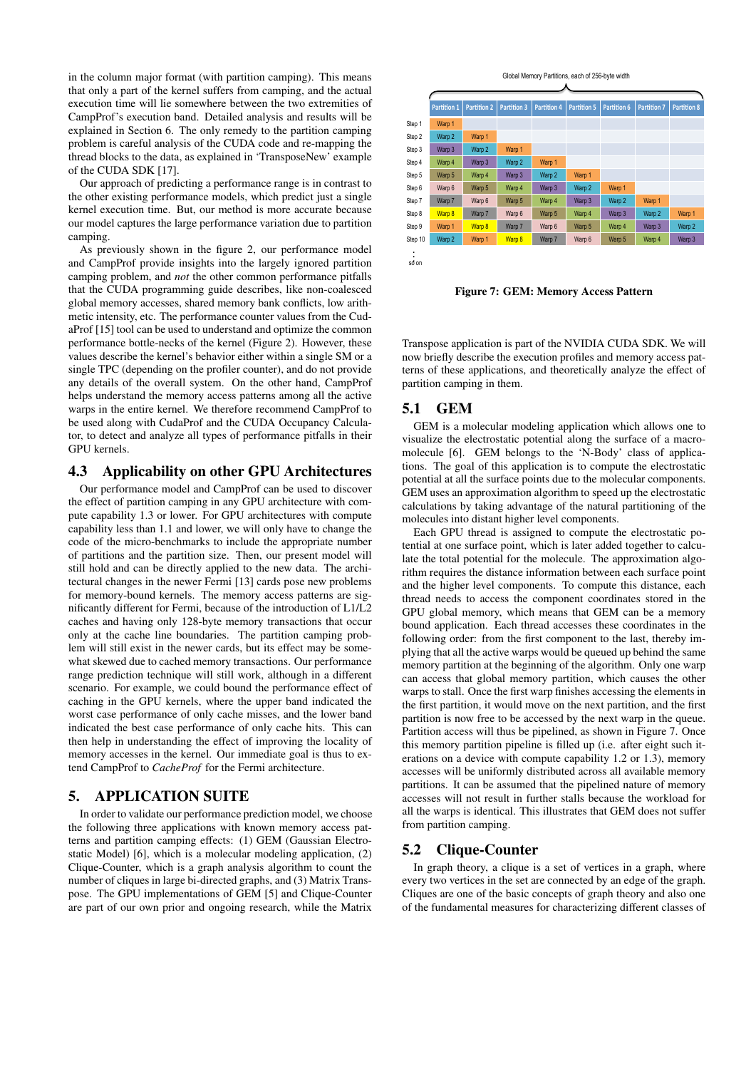in the column major format (with partition camping). This means that only a part of the kernel suffers from camping, and the actual execution time will lie somewhere between the two extremities of CampProf's execution band. Detailed analysis and results will be explained in Section 6. The only remedy to the partition camping problem is careful analysis of the CUDA code and re-mapping the thread blocks to the data, as explained in 'TransposeNew' example of the CUDA SDK [17].

Our approach of predicting a performance range is in contrast to the other existing performance models, which predict just a single kernel execution time. But, our method is more accurate because our model captures the large performance variation due to partition camping.

As previously shown in the figure 2, our performance model and CampProf provide insights into the largely ignored partition camping problem, and *not* the other common performance pitfalls that the CUDA programming guide describes, like non-coalesced global memory accesses, shared memory bank conflicts, low arithmetic intensity, etc. The performance counter values from the CudaProf [15] tool can be used to understand and optimize the common performance bottle-necks of the kernel (Figure 2). However, these values describe the kernel's behavior either within a single SM or a single TPC (depending on the profiler counter), and do not provide any details of the overall system. On the other hand, CampProf helps understand the memory access patterns among all the active warps in the entire kernel. We therefore recommend CampProf to be used along with CudaProf and the CUDA Occupancy Calculator, to detect and analyze all types of performance pitfalls in their GPU kernels.

## 4.3 Applicability on other GPU Architectures

Our performance model and CampProf can be used to discover the effect of partition camping in any GPU architecture with compute capability 1.3 or lower. For GPU architectures with compute capability less than 1.1 and lower, we will only have to change the code of the micro-benchmarks to include the appropriate number of partitions and the partition size. Then, our present model will still hold and can be directly applied to the new data. The architectural changes in the newer Fermi [13] cards pose new problems for memory-bound kernels. The memory access patterns are significantly different for Fermi, because of the introduction of L1/L2 caches and having only 128-byte memory transactions that occur only at the cache line boundaries. The partition camping problem will still exist in the newer cards, but its effect may be somewhat skewed due to cached memory transactions. Our performance range prediction technique will still work, although in a different scenario. For example, we could bound the performance effect of caching in the GPU kernels, where the upper band indicated the worst case performance of only cache misses, and the lower band indicated the best case performance of only cache hits. This can then help in understanding the effect of improving the locality of memory accesses in the kernel. Our immediate goal is thus to extend CampProf to *CacheProf* for the Fermi architecture.

# 5. APPLICATION SUITE

In order to validate our performance prediction model, we choose the following three applications with known memory access patterns and partition camping effects: (1) GEM (Gaussian Electrostatic Model) [6], which is a molecular modeling application, (2) Clique-Counter, which is a graph analysis algorithm to count the number of cliques in large bi-directed graphs, and (3) Matrix Transpose. The GPU implementations of GEM [5] and Clique-Counter are part of our own prior and ongoing research, while the Matrix Transpose application is part of the NVIDIA CUDA SDK. We will now briefly describe the execution profiles and memory access patterns of these applications, and theoretically analyze the effect of partition camping in them.

Global Memory Partitions, each of 256-byte width

| | Partition 1 | Partition 2 | Partition 3 | Partition 4 | Partition 5 | Partition 6 | Partition 7 | Partition 8 |
|---|---|---|---|---|---|---|---|---|
| Step 1 | Warp 1 | | | | | | | |
| Step 2 | Warp 2 | Warp 1 | | | | | | |
| Step 3 | Warp 3 | Warp 2 | Warp 1 | | | | | |
| Step 4 | Warp 4 | Warp 3 | Warp 2 | Warp 1 | | | | |
| Step 5 | Warp 5 | Warp 4 | Warp 3 | Warp 2 | Warp 1 | | | |
| Step 6 | Warp 6 | Warp 5 | Warp 4 | Warp 3 | Warp 2 | Warp 1 | | |
| Step 7 | Warp 7 | Warp 6 | Warp 5 | Warp 4 | Warp 3 | Warp 2 | Warp 1 | |
| Step 8 | Warp 8 | Warp 7 | Warp 6 | Warp 5 | Warp 4 | Warp 3 | Warp 2 | Warp 1 |
| Step 9 | Warp 1 | Warp 8 | Warp 7 | Warp 6 | Warp 5 | Warp 4 | Warp 3 | Warp 2 |
| Step 10 | Warp 2 | Warp 1 | Warp 8 | Warp 7 | Warp 6 | Warp 5 | Warp 4 | Warp 3 |
| : so on | | | | | | | | |

**Figure 7: GEM: Memory Access Pattern**

## 5.1 GEM

GEM is a molecular modeling application which allows one to visualize the electrostatic potential along the surface of a macromolecule [6]. GEM belongs to the 'N-Body' class of applications. The goal of this application is to compute the electrostatic potential at all the surface points due to the molecular components. GEM uses an approximation algorithm to speed up the electrostatic calculations by taking advantage of the natural partitioning of the molecules into distant higher level components.

Each GPU thread is assigned to compute the electrostatic potential at one surface point, which is later added together to calculate the total potential for the molecule. The approximation algorithm requires the distance information between each surface point and the higher level components. To compute this distance, each thread needs to access the component coordinates stored in the GPU global memory, which means that GEM can be a memory bound application. Each thread accesses these coordinates in the following order: from the first component to the last, thereby implying that all the active warps would be queued up behind the same memory partition at the beginning of the algorithm. Only one warp can access that global memory partition, which causes the other warps to stall. Once the first warp finishes accessing the elements in the first partition, it would move on the next partition, and the first partition is now free to be accessed by the next warp in the queue. Partition access will thus be pipelined, as shown in Figure 7. Once this memory partition pipeline is filled up (i.e. after eight such iterations on a device with compute capability 1.2 or 1.3), memory accesses will be uniformly distributed across all available memory partitions. It can be assumed that the pipelined nature of memory accesses will not result in further stalls because the workload for all the warps is identical. This illustrates that GEM does not suffer from partition camping.

## 5.2 Clique-Counter

In graph theory, a clique is a set of vertices in a graph, where every two vertices in the set are connected by an edge of the graph. Cliques are one of the basic concepts of graph theory and also one of the fundamental measures for characterizing different classes of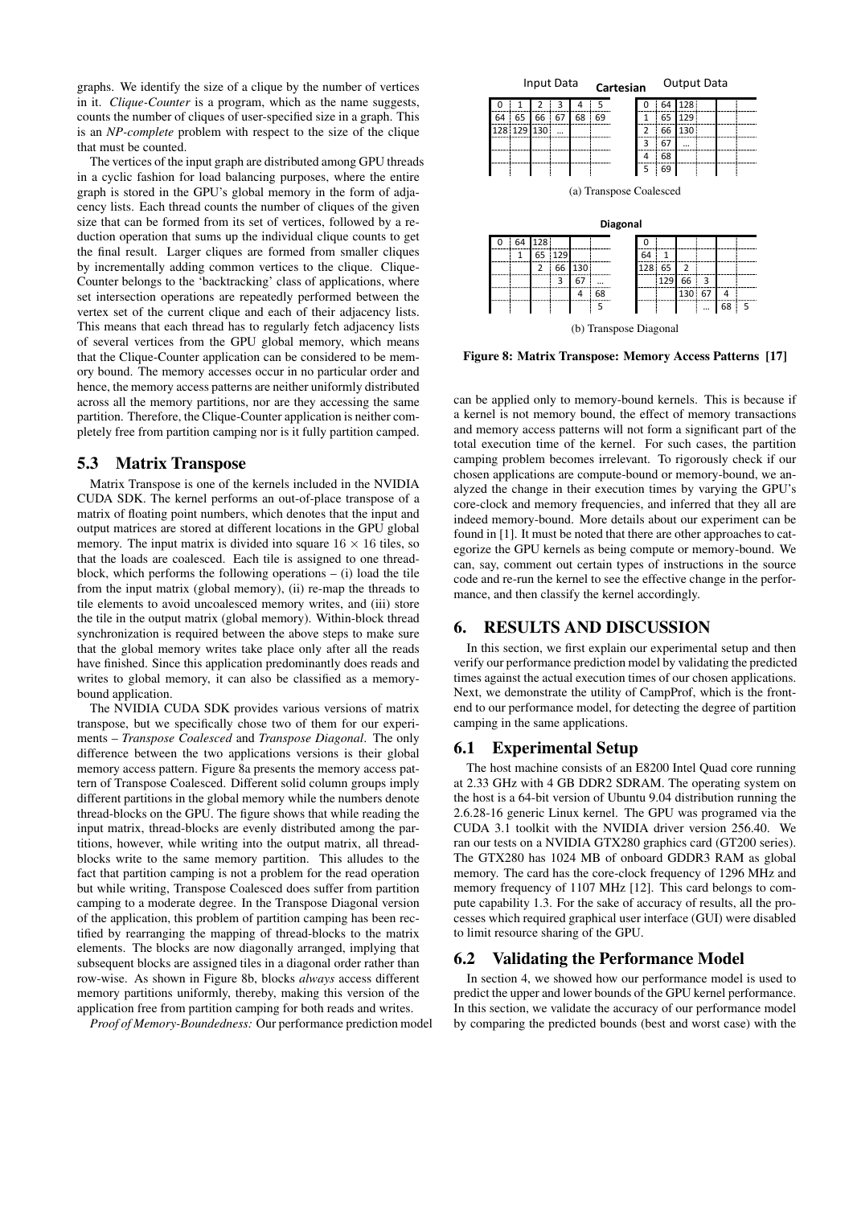graphs. We identify the size of a clique by the number of vertices in it. *Clique-Counter* is a program, which as the name suggests, counts the number of cliques of user-specified size in a graph. This is an *NP-complete* problem with respect to the size of the clique that must be counted.

The vertices of the input graph are distributed among GPU threads in a cyclic fashion for load balancing purposes, where the entire graph is stored in the GPU's global memory in the form of adjacency lists. Each thread counts the number of cliques of the given size that can be formed from its set of vertices, followed by a reduction operation that sums up the individual clique counts to get the final result. Larger cliques are formed from smaller cliques by incrementally adding common vertices to the clique. Clique-Counter belongs to the 'backtracking' class of applications, where set intersection operations are repeatedly performed between the vertex set of the current clique and each of their adjacency lists. This means that each thread has to regularly fetch adjacency lists of several vertices from the GPU global memory, which means that the Clique-Counter application can be considered to be memory bound. The memory accesses occur in no particular order and hence, the memory access patterns are neither uniformly distributed across all the memory partitions, nor are they accessing the same partition. Therefore, the Clique-Counter application is neither completely free from partition camping nor is it fully partition camped.

## 5.3 Matrix Transpose

Matrix Transpose is one of the kernels included in the NVIDIA CUDA SDK. The kernel performs an out-of-place transpose of a matrix of floating point numbers, which denotes that the input and output matrices are stored at different locations in the GPU global memory. The input matrix is divided into square $16 \times 16$ tiles, so that the loads are coalesced. Each tile is assigned to one thread-block, which performs the following operations – (i) load the tile from the input matrix (global memory), (ii) re-map the threads to tile elements to avoid uncoalesced memory writes, and (iii) store the tile in the output matrix (global memory). Within-block thread synchronization is required between the above steps to make sure that the global memory writes take place only after all the reads have finished. Since this application predominantly does reads and writes to global memory, it can also be classified as a memory-bound application.

The NVIDIA CUDA SDK provides various versions of matrix transpose, but we specifically chose two of them for our experiments – *Transpose Coalesced* and *Transpose Diagonal*. The only difference between the two applications versions is their global memory access pattern. Figure 8a presents the memory access pattern of Transpose Coalesced. Different solid column groups imply different partitions in the global memory while the numbers denote thread-blocks on the GPU. The figure shows that while reading the input matrix, thread-blocks are evenly distributed among the partitions, however, while writing into the output matrix, all thread-blocks write to the same memory partition. This alludes to the fact that partition camping is not a problem for the read operation but while writing, Transpose Coalesced does suffer from partition camping to a moderate degree. In the Transpose Diagonal version of the application, this problem of partition camping has been rectified by rearranging the mapping of thread-blocks to the matrix elements. The blocks are now diagonally arranged, implying that subsequent blocks are assigned tiles in a diagonal order rather than row-wise. As shown in Figure 8b, blocks *always* access different memory partitions uniformly, thereby, making this version of the application free from partition camping for both reads and writes.

**Cartesian**

| Input Data | | | | | | | Output Data | | | | | |
|---|---|---|---|---|---|---|---|---|---|---|---|---|
| 0 | 1 | 2 | 3 | 4 | 5 | | 0 | 64 | 128 | | | |
| 64 | 65 | 66 | 67 | 68 | 69 | | 1 | 65 | 129 | | | |
| 128 | 129 | 130 | ... | | | | 2 | 66 | 130 | | | |
| | | | | | | | 3 | 67 | ... | | | |
| | | | | | | | 4 | 68 | | | | |
| | | | | | | | 5 | 69 | | | | |

(a) Transpose Coalesced

**Diagonal**

| | | | | | | | | | | | | |
|---|---|---|---|---|---|---|---|---|---|---|---|---|
| 0 | 64 | 128 | | | | | 0 | | | | | |
| | 1 | 65 | 129 | | | | 64 | 1 | | | | |
| | | 2 | 66 | 130 | | | 128 | 65 | 2 | | | |
| | | | 3 | 67 | ... | | | 129 | 66 | 3 | | |
| | | | | 4 | 68 | | | | 130 | 67 | 4 | |
| | | | | | 5 | | | | | ... | 68 | 5 |

(b) Transpose Diagonal

**Figure 8: Matrix Transpose: Memory Access Patterns [17]**

*Proof of Memory-Boundedness:* Our performance prediction model can be applied only to memory-bound kernels. This is because if a kernel is not memory bound, the effect of memory transactions and memory access patterns will not form a significant part of the total execution time of the kernel. For such cases, the partition camping problem becomes irrelevant. To rigorously check if our chosen applications are compute-bound or memory-bound, we analyzed the change in their execution times by varying the GPU's core-clock and memory frequencies, and inferred that they all are indeed memory-bound. More details about our experiment can be found in [1]. It must be noted that there are other approaches to categorize the GPU kernels as being compute or memory-bound. We can, say, comment out certain types of instructions in the source code and re-run the kernel to see the effective change in the performance, and then classify the kernel accordingly.

# 6. RESULTS AND DISCUSSION

In this section, we first explain our experimental setup and then verify our performance prediction model by validating the predicted times against the actual execution times of our chosen applications. Next, we demonstrate the utility of CampProf, which is the front-end to our performance model, for detecting the degree of partition camping in the same applications.

## 6.1 Experimental Setup

The host machine consists of an E8200 Intel Quad core running at 2.33 GHz with 4 GB DDR2 SDRAM. The operating system on the host is a 64-bit version of Ubuntu 9.04 distribution running the 2.6.28-16 generic Linux kernel. The GPU was programed via the CUDA 3.1 toolkit with the NVIDIA driver version 256.40. We ran our tests on a NVIDIA GTX280 graphics card (GT200 series). The GTX280 has 1024 MB of onboard GDDR3 RAM as global memory. The card has the core-clock frequency of 1296 MHz and memory frequency of 1107 MHz [12]. This card belongs to compute capability 1.3. For the sake of accuracy of results, all the processes which required graphical user interface (GUI) were disabled to limit resource sharing of the GPU.

## 6.2 Validating the Performance Model

In section 4, we showed how our performance model is used to predict the upper and lower bounds of the GPU kernel performance. In this section, we validate the accuracy of our performance model by comparing the predicted bounds (best and worst case) with the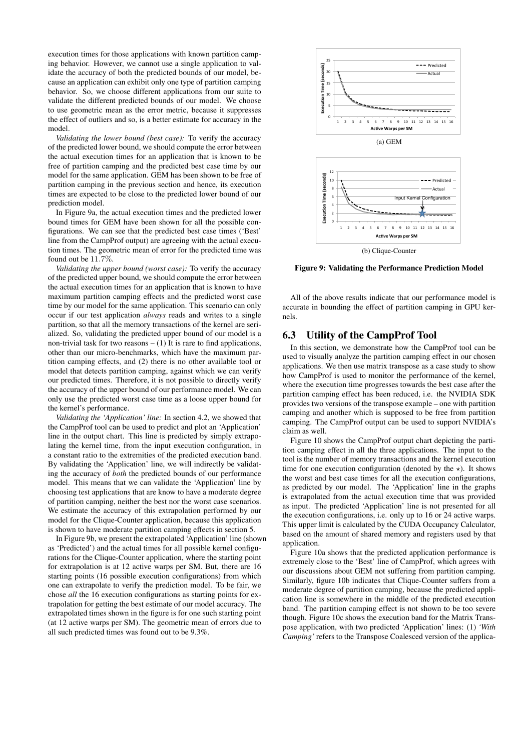execution times for those applications with known partition camping behavior. However, we cannot use a single application to validate the accuracy of both the predicted bounds of our model, because an application can exhibit only one type of partition camping behavior. So, we choose different applications from our suite to validate the different predicted bounds of our model. We choose to use geometric mean as the error metric, because it suppresses the effect of outliers and so, is a better estimate for accuracy in the model.

*Validating the lower bound (best case):* To verify the accuracy of the predicted lower bound, we should compute the error between the actual execution times for an application that is known to be free of partition camping and the predicted best case time by our model for the same application. GEM has been shown to be free of partition camping in the previous section and hence, its execution times are expected to be close to the predicted lower bound of our prediction model.

In Figure 9a, the actual execution times and the predicted lower bound times for GEM have been shown for all the possible configurations. We can see that the predicted best case times ('Best' line from the CampProf output) are agreeing with the actual execution times. The geometric mean of error for the predicted time was found out be 11.7%.

*Validating the upper bound (worst case):* To verify the accuracy of the predicted upper bound, we should compute the error between the actual execution times for an application that is known to have maximum partition camping effects and the predicted worst case time by our model for the same application. This scenario can only occur if our test application *always* reads and writes to a single partition, so that all the memory transactions of the kernel are serialized. So, validating the predicted upper bound of our model is a non-trivial task for two reasons – (1) It is rare to find applications, other than our micro-benchmarks, which have the maximum partition camping effects, and (2) there is no other available tool or model that detects partition camping, against which we can verify our predicted times. Therefore, it is not possible to directly verify the accuracy of the upper bound of our performance model. We can only use the predicted worst case time as a loose upper bound for the kernel's performance.

*Validating the 'Application' line:* In section 4.2, we showed that the CampProf tool can be used to predict and plot an 'Application' line in the output chart. This line is predicted by simply extrapolating the kernel time, from the input execution configuration, in a constant ratio to the extremities of the predicted execution band. By validating the 'Application' line, we will indirectly be validating the accuracy of *both* the predicted bounds of our performance model. This means that we can validate the 'Application' line by choosing test applications that are know to have a moderate degree of partition camping, neither the best nor the worst case scenarios. We estimate the accuracy of this extrapolation performed by our model for the Clique-Counter application, because this application is shown to have moderate partition camping effects in section 5.

In Figure 9b, we present the extrapolated 'Application' line (shown as 'Predicted') and the actual times for all possible kernel configurations for the Clique-Counter application, where the starting point for extrapolation is at 12 active warps per SM. But, there are 16 starting points (16 possible execution configurations) from which one can extrapolate to verify the prediction model. To be fair, we chose *all* the 16 execution configurations as starting points for extrapolation for getting the best estimate of our model accuracy. The extrapolated times shown in the figure is for one such starting point (at 12 active warps per SM). The geometric mean of errors due to all such predicted times was found out to be 9.3%.

(a) GEM

(b) Clique-Counter

**Figure 9: Validating the Performance Prediction Model**

All of the above results indicate that our performance model is accurate in bounding the effect of partition camping in GPU kernels.

## 6.3 Utility of the CampProf Tool

In this section, we demonstrate how the CampProf tool can be used to visually analyze the partition camping effect in our chosen applications. We then use matrix transpose as a case study to show how CampProf is used to monitor the performance of the kernel, where the execution time progresses towards the best case after the partition camping effect has been reduced, i.e. the NVIDIA SDK provides two versions of the transpose example – one with partition camping and another which is supposed to be free from partition camping. The CampProf output can be used to support NVIDIA's claim as well.

Figure 10 shows the CampProf output chart depicting the partition camping effect in all the three applications. The input to the tool is the number of memory transactions and the kernel execution time for one execution configuration (denoted by the $\star$). It shows the worst and best case times for all the execution configurations, as predicted by our model. The 'Application' line in the graphs is extrapolated from the actual execution time that was provided as input. The predicted 'Application' line is not presented for all the execution configurations, i.e. only up to 16 or 24 active warps. This upper limit is calculated by the CUDA Occupancy Calculator, based on the amount of shared memory and registers used by that application.

Figure 10a shows that the predicted application performance is extremely close to the 'Best' line of CampProf, which agrees with our discussions about GEM not suffering from partition camping. Similarly, figure 10b indicates that Clique-Counter suffers from a moderate degree of partition camping, because the predicted application line is somewhere in the middle of the predicted execution band. The partition camping effect is not shown to be too severe though. Figure 10c shows the execution band for the Matrix Transpose application, with two predicted 'Application' lines: (1) *'With Camping'* refers to the Transpose Coalesced version of the applica-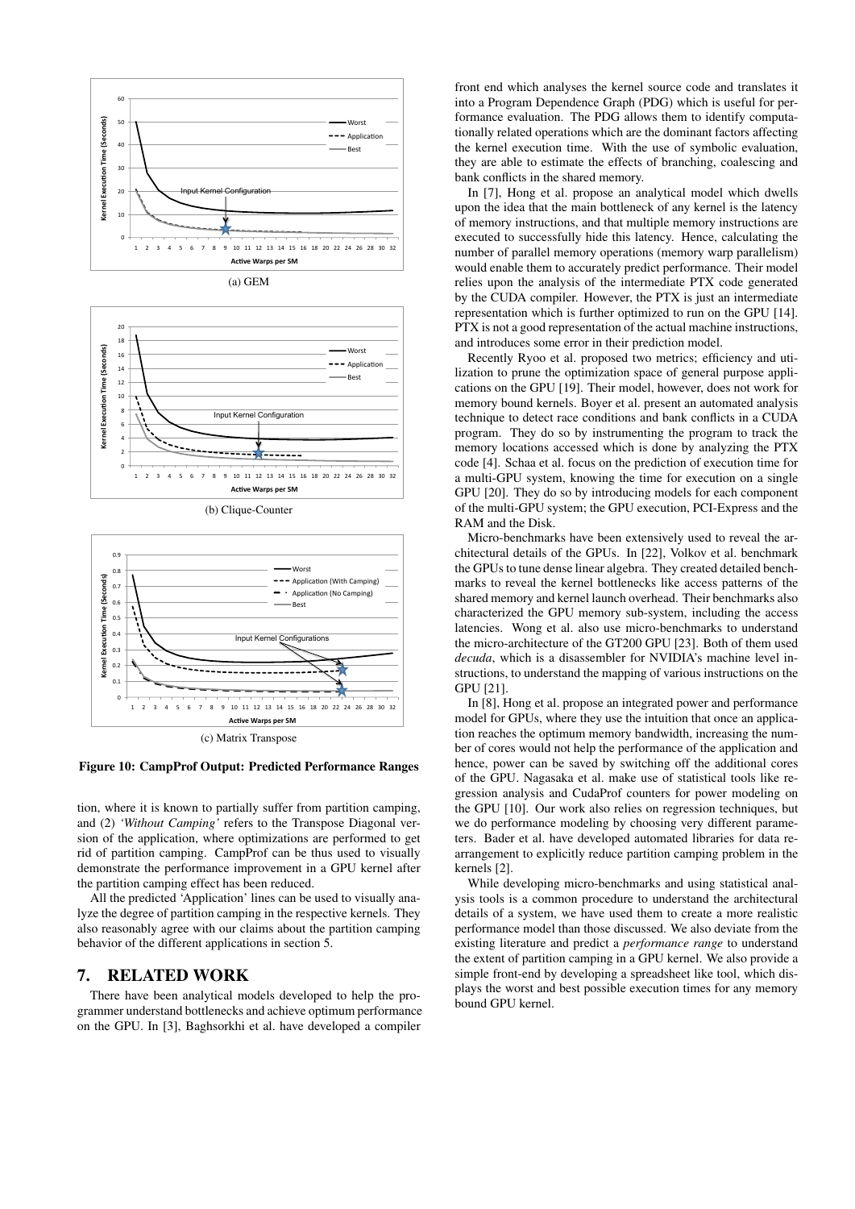(a) GEM

(b) Clique-Counter

(c) Matrix Transpose

**Figure 10: CampProf Output: Predicted Performance Ranges**

tion, where it is known to partially suffer from partition camping, and (2) *'Without Camping'* refers to the Transpose Diagonal version of the application, where optimizations are performed to get rid of partition camping. CampProf can be thus used to visually demonstrate the performance improvement in a GPU kernel after the partition camping effect has been reduced.

All the predicted 'Application' lines can be used to visually analyze the degree of partition camping in the respective kernels. They also reasonably agree with our claims about the partition camping behavior of the different applications in section 5.

## 7. RELATED WORK

There have been analytical models developed to help the programmer understand bottlenecks and achieve optimum performance on the GPU. In [3], Baghsorkhi et al. have developed a compiler front end which analyses the kernel source code and translates it into a Program Dependence Graph (PDG) which is useful for performance evaluation. The PDG allows them to identify computationally related operations which are the dominant factors affecting the kernel execution time. With the use of symbolic evaluation, they are able to estimate the effects of branching, coalescing and bank conflicts in the shared memory.

In [7], Hong et al. propose an analytical model which dwells upon the idea that the main bottleneck of any kernel is the latency of memory instructions, and that multiple memory instructions are executed to successfully hide this latency. Hence, calculating the number of parallel memory operations (memory warp parallelism) would enable them to accurately predict performance. Their model relies upon the analysis of the intermediate PTX code generated by the CUDA compiler. However, the PTX is just an intermediate representation which is further optimized to run on the GPU [14]. PTX is not a good representation of the actual machine instructions, and introduces some error in their prediction model.

Recently Ryoo et al. proposed two metrics; efficiency and utilization to prune the optimization space of general purpose applications on the GPU [19]. Their model, however, does not work for memory bound kernels. Boyer et al. present an automated analysis technique to detect race conditions and bank conflicts in a CUDA program. They do so by instrumenting the program to track the memory locations accessed which is done by analyzing the PTX code [4]. Schaa et al. focus on the prediction of execution time for a multi-GPU system, knowing the time for execution on a single GPU [20]. They do so by introducing models for each component of the multi-GPU system; the GPU execution, PCI-Express and the RAM and the Disk.

Micro-benchmarks have been extensively used to reveal the architectural details of the GPUs. In [22], Volkov et al. benchmark the GPUs to tune dense linear algebra. They created detailed benchmarks to reveal the kernel bottlenecks like access patterns of the shared memory and kernel launch overhead. Their benchmarks also characterized the GPU memory sub-system, including the access latencies. Wong et al. also use micro-benchmarks to understand the micro-architecture of the GT200 GPU [23]. Both of them used *decuda*, which is a disassembler for NVIDIA's machine level instructions, to understand the mapping of various instructions on the GPU [21].

In [8], Hong et al. propose an integrated power and performance model for GPUs, where they use the intuition that once an application reaches the optimum memory bandwidth, increasing the number of cores would not help the performance of the application and hence, power can be saved by switching off the additional cores of the GPU. Nagasaka et al. make use of statistical tools like regression analysis and CudaProf counters for power modeling on the GPU [10]. Our work also relies on regression techniques, but we do performance modeling by choosing very different parameters. Bader et al. have developed automated libraries for data rearrangement to explicitly reduce partition camping problem in the kernels [2].

While developing micro-benchmarks and using statistical analysis tools is a common procedure to understand the architectural details of a system, we have used them to create a more realistic performance model than those discussed. We also deviate from the existing literature and predict a *performance range* to understand the extent of partition camping in a GPU kernel. We also provide a simple front-end by developing a spreadsheet like tool, which displays the worst and best possible execution times for any memory bound GPU kernel.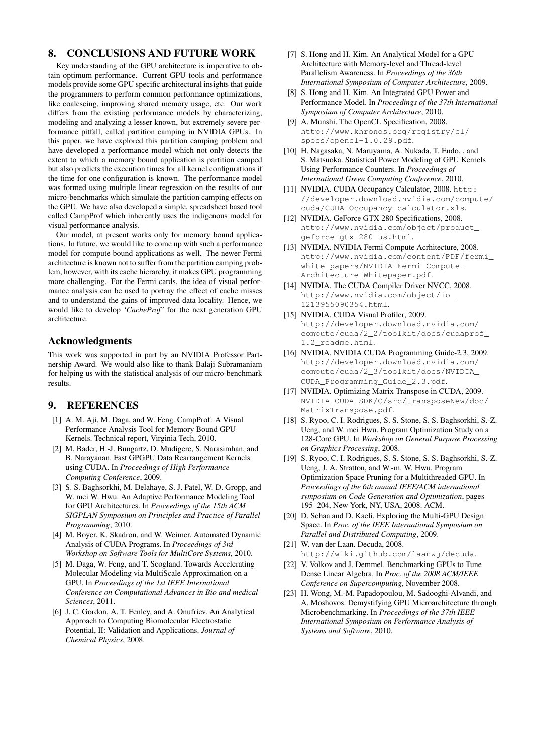## 8. CONCLUSIONS AND FUTURE WORK

Key understanding of the GPU architecture is imperative to obtain optimum performance. Current GPU tools and performance models provide some GPU specific architectural insights that guide the programmers to perform common performance optimizations, like coalescing, improving shared memory usage, etc. Our work differs from the existing performance models by characterizing, modeling and analyzing a lesser known, but extremely severe performance pitfall, called partition camping in NVIDIA GPUs. In this paper, we have explored this partition camping problem and have developed a performance model which not only detects the extent to which a memory bound application is partition camped but also predicts the execution times for all kernel configurations if the time for one configuration is known. The performance model was formed using multiple linear regression on the results of our micro-benchmarks which simulate the partition camping effects on the GPU. We have also developed a simple, spreadsheet based tool called CampProf which inherently uses the indigenous model for visual performance analysis.

Our model, at present works only for memory bound applications. In future, we would like to come up with such a performance model for compute bound applications as well. The newer Fermi architecture is known not to suffer from the partition camping problem, however, with its cache hierarchy, it makes GPU programming more challenging. For the Fermi cards, the idea of visual performance analysis can be used to portray the effect of cache misses and to understand the gains of improved data locality. Hence, we would like to develop *'CacheProf'* for the next generation GPU architecture.

## Acknowledgments

This work was supported in part by an NVIDIA Professor Partnership Award. We would also like to thank Balaji Subramaniam for helping us with the statistical analysis of our micro-benchmark results.

## 9. REFERENCES

[1] A. M. Aji, M. Daga, and W. Feng. CampProf: A Visual Performance Analysis Tool for Memory Bound GPU Kernels. Technical report, Virginia Tech, 2010.

[2] M. Bader, H.-J. Bungartz, D. Mudigere, S. Narasimhan, and B. Narayanan. Fast GPGPU Data Rearrangement Kernels using CUDA. In *Proceedings of High Performance Computing Conference*, 2009.

[3] S. S. Baghsorkhi, M. Delahaye, S. J. Patel, W. D. Gropp, and W. mei W. Hwu. An Adaptive Performance Modeling Tool for GPU Architectures. In *Proceedings of the 15th ACM SIGPLAN Symposium on Principles and Practice of Parallel Programming*, 2010.

[4] M. Boyer, K. Skadron, and W. Weimer. Automated Dynamic Analysis of CUDA Programs. In *Proceedings of 3rd Workshop on Software Tools for MultiCore Systems*, 2010.

[5] M. Daga, W. Feng, and T. Scogland. Towards Accelerating Molecular Modeling via MultiScale Approximation on a GPU. In *Proceedings of the 1st IEEE International Conference on Computational Advances in Bio and medical Sciences*, 2011.

[6] J. C. Gordon, A. T. Fenley, and A. Onufriev. An Analytical Approach to Computing Biomolecular Electrostatic Potential, II: Validation and Applications. *Journal of Chemical Physics*, 2008.

[7] S. Hong and H. Kim. An Analytical Model for a GPU Architecture with Memory-level and Thread-level Parallelism Awareness. In *Proceedings of the 36th International Symposium of Computer Architecture*, 2009.

[8] S. Hong and H. Kim. An Integrated GPU Power and Performance Model. In *Proceedings of the 37th International Symposium of Computer Architecture*, 2010.

[9] A. Munshi. The OpenCL Specification, 2008. http://www.khronos.org/registry/cl/specs/opencl-1.0.29.pdf.

[10] H. Nagasaka, N. Maruyama, A. Nukada, T. Endo, , and S. Matsuoka. Statistical Power Modeling of GPU Kernels Using Performance Counters. In *Proceedings of International Green Computing Conference*, 2010.

[11] NVIDIA. CUDA Occupancy Calculator, 2008. http://developer.download.nvidia.com/compute/cuda/CUDA_Occupancy_calculator.xls.

[12] NVIDIA. GeForce GTX 280 Specifications, 2008. http://www.nvidia.com/object/product_geforce_gtx_280_us.html.

[13] NVIDIA. NVIDIA Fermi Compute Acrhitecture, 2008. http://www.nvidia.com/content/PDF/fermi_white_papers/NVIDIA_Fermi_Compute_Architecture_Whitepaper.pdf.

[14] NVIDIA. The CUDA Compiler Driver NVCC, 2008. http://www.nvidia.com/object/io_1213955090354.html.

[15] NVIDIA. CUDA Visual Profiler, 2009. http://developer.download.nvidia.com/compute/cuda/2_2/toolkit/docs/cudaprof_1.2_readme.html.

[16] NVIDIA. NVIDIA CUDA Programming Guide-2.3, 2009. http://developer.download.nvidia.com/compute/cuda/2_3/toolkit/docs/NVIDIA_CUDA_Programming_Guide_2.3.pdf.

[17] NVIDIA. Optimizing Matrix Transpose in CUDA, 2009. NVIDIA_CUDA_SDK/C/src/transposeNew/doc/MatrixTranspose.pdf.

[18] S. Ryoo, C. I. Rodrigues, S. S. Stone, S. S. Baghsorkhi, S.-Z. Ueng, and W. mei Hwu. Program Optimization Study on a 128-Core GPU. In *Workshop on General Purpose Processing on Graphics Processing*, 2008.

[19] S. Ryoo, C. I. Rodrigues, S. S. Stone, S. S. Baghsorkhi, S.-Z. Ueng, J. A. Stratton, and W.-m. W. Hwu. Program Optimization Space Pruning for a Multithreaded GPU. In *Proceedings of the 6th annual IEEE/ACM international symposium on Code Generation and Optimization*, pages 195–204, New York, NY, USA, 2008. ACM.

[20] D. Schaa and D. Kaeli. Exploring the Multi-GPU Design Space. In *Proc. of the IEEE International Symposium on Parallel and Distributed Computing*, 2009.

[21] W. van der Laan. Decuda, 2008. http://wiki.github.com/laanwj/decuda.

[22] V. Volkov and J. Demmel. Benchmarking GPUs to Tune Dense Linear Algebra. In *Proc. of the 2008 ACM/IEEE Conference on Supercomputing*, November 2008.

[23] H. Wong, M.-M. Papadopoulou, M. Sadooghi-Alvandi, and A. Moshovos. Demystifying GPU Microarchitecture through Microbenchmarking. In *Proceedings of the 37th IEEE International Symposium on Performance Analysis of Systems and Software*, 2010.